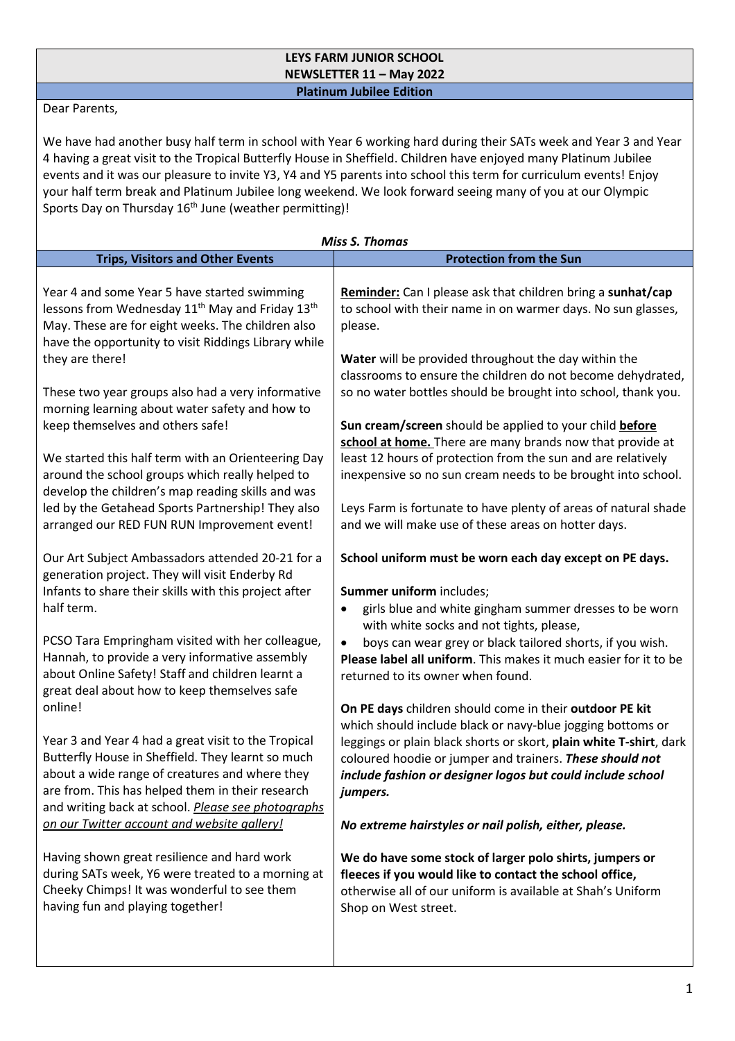# LEYS FARM JUNIOR SCHOOL

## NEWSLETTER 11 – May 2022

### Platinum Jubilee Edition

Dear Parents,

We have had another busy half term in school with Year 6 working hard during their SATs week and Year 3 and Year 4 having a great visit to the Tropical Butterfly House in Sheffield. Children have enjoyed many Platinum Jubilee events and it was our pleasure to invite Y3, Y4 and Y5 parents into school this term for curriculum events! Enjoy your half term break and Platinum Jubilee long weekend. We look forward seeing many of you at our Olympic Sports Day on Thursday 16th June (weather permitting)!

***Miss S. Thomas***

## Trips, Visitors and Other Events

Year 4 and some Year 5 have started swimming lessons from Wednesday 11th May and Friday 13th May. These are for eight weeks. The children also have the opportunity to visit Riddings Library while they are there!

These two year groups also had a very informative morning learning about water safety and how to keep themselves and others safe!

We started this half term with an Orienteering Day around the school groups which really helped to develop the children's map reading skills and was led by the Getahead Sports Partnership! They also arranged our RED FUN RUN Improvement event!

Our Art Subject Ambassadors attended 20-21 for a generation project. They will visit Enderby Rd Infants to share their skills with this project after half term.

PCSO Tara Empringham visited with her colleague, Hannah, to provide a very informative assembly about Online Safety! Staff and children learnt a great deal about how to keep themselves safe online!

Year 3 and Year 4 had a great visit to the Tropical Butterfly House in Sheffield. They learnt so much about a wide range of creatures and where they are from. This has helped them in their research and writing back at school. *Please see photographs on our Twitter account and website gallery!*

Having shown great resilience and hard work during SATs week, Y6 were treated to a morning at Cheeky Chimps! It was wonderful to see them having fun and playing together!

## Protection from the Sun

**Reminder:** Can I please ask that children bring a **sunhat/cap** to school with their name in on warmer days. No sun glasses, please.

**Water** will be provided throughout the day within the classrooms to ensure the children do not become dehydrated, so no water bottles should be brought into school, thank you.

**Sun cream/screen** should be applied to your child **before school at home.** There are many brands now that provide at least 12 hours of protection from the sun and are relatively inexpensive so no sun cream needs to be brought into school.

Leys Farm is fortunate to have plenty of areas of natural shade and we will make use of these areas on hotter days.

**School uniform must be worn each day except on PE days.**

**Summer uniform** includes;

- girls blue and white gingham summer dresses to be worn with white socks and not tights, please,
- boys can wear grey or black tailored shorts, if you wish.

**Please label all uniform**. This makes it much easier for it to be returned to its owner when found.

**On PE days** children should come in their **outdoor PE kit** which should include black or navy-blue jogging bottoms or leggings or plain black shorts or skort, **plain white T-shirt**, dark coloured hoodie or jumper and trainers. ***These should not include fashion or designer logos but could include school jumpers.***

***No extreme hairstyles or nail polish, either, please.***

**We do have some stock of larger polo shirts, jumpers or fleeces if you would like to contact the school office,** otherwise all of our uniform is available at Shah's Uniform Shop on West street.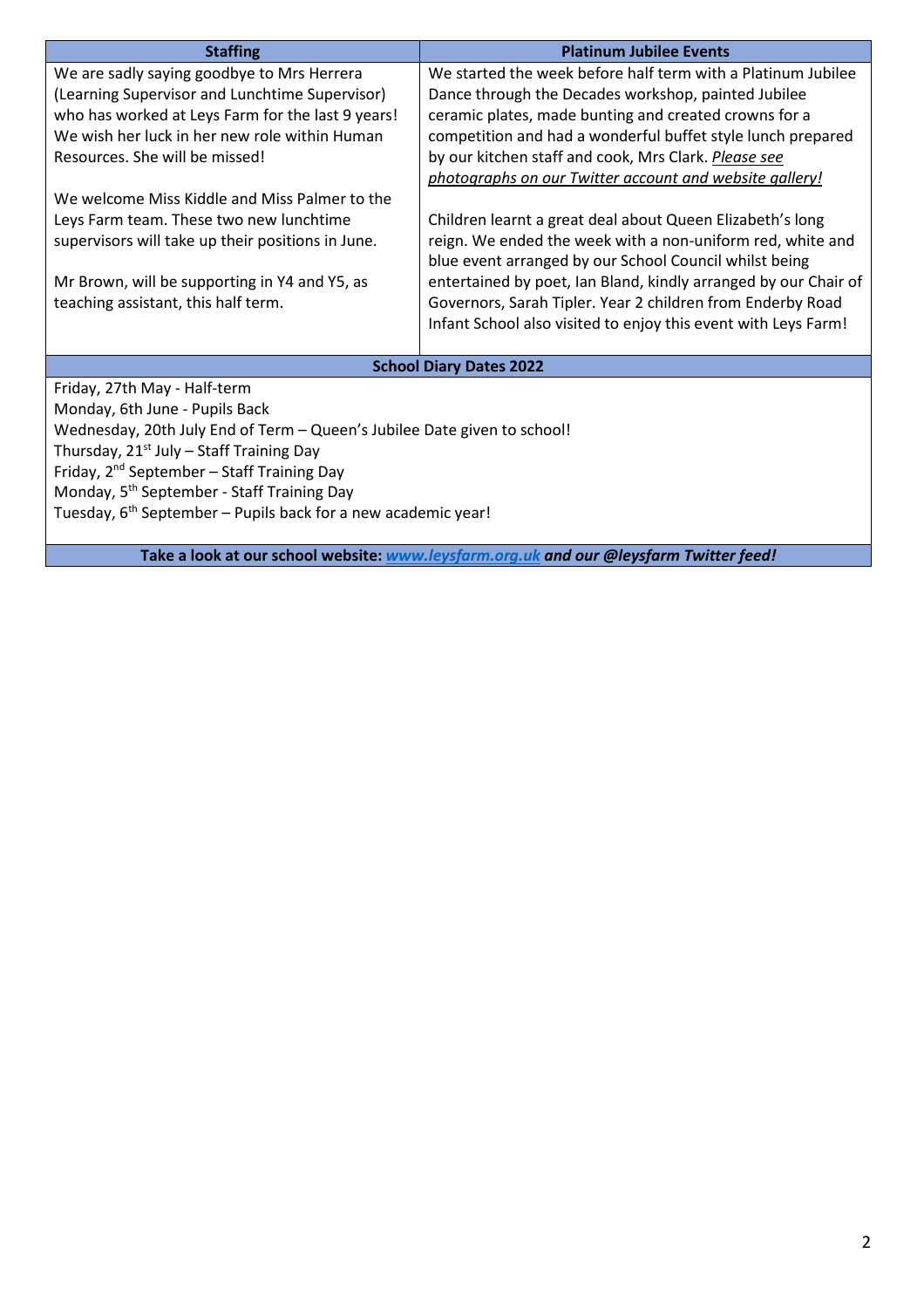| Staffing | Platinum Jubilee Events |
| --- | --- |
| We are sadly saying goodbye to Mrs Herrera (Learning Supervisor and Lunchtime Supervisor) who has worked at Leys Farm for the last 9 years! We wish her luck in her new role within Human Resources. She will be missed!<br><br>We welcome Miss Kiddle and Miss Palmer to the Leys Farm team. These two new lunchtime supervisors will take up their positions in June.<br><br>Mr Brown, will be supporting in Y4 and Y5, as teaching assistant, this half term. | We started the week before half term with a Platinum Jubilee Dance through the Decades workshop, painted Jubilee ceramic plates, made bunting and created crowns for a competition and had a wonderful buffet style lunch prepared by our kitchen staff and cook, Mrs Clark. *Please see photographs on our Twitter account and website gallery!*<br><br>Children learnt a great deal about Queen Elizabeth's long reign. We ended the week with a non-uniform red, white and blue event arranged by our School Council whilst being entertained by poet, Ian Bland, kindly arranged by our Chair of Governors, Sarah Tipler. Year 2 children from Enderby Road Infant School also visited to enjoy this event with Leys Farm! |

**School Diary Dates 2022**

Friday, 27th May - Half-term
Monday, 6th June - Pupils Back
Wednesday, 20th July End of Term – Queen's Jubilee Date given to school!
Thursday, 21st July – Staff Training Day
Friday, 2nd September – Staff Training Day
Monday, 5th September - Staff Training Day
Tuesday, 6th September – Pupils back for a new academic year!

**Take a look at our school website: *www.leysfarm.org.uk* *and our @leysfarm Twitter feed!***